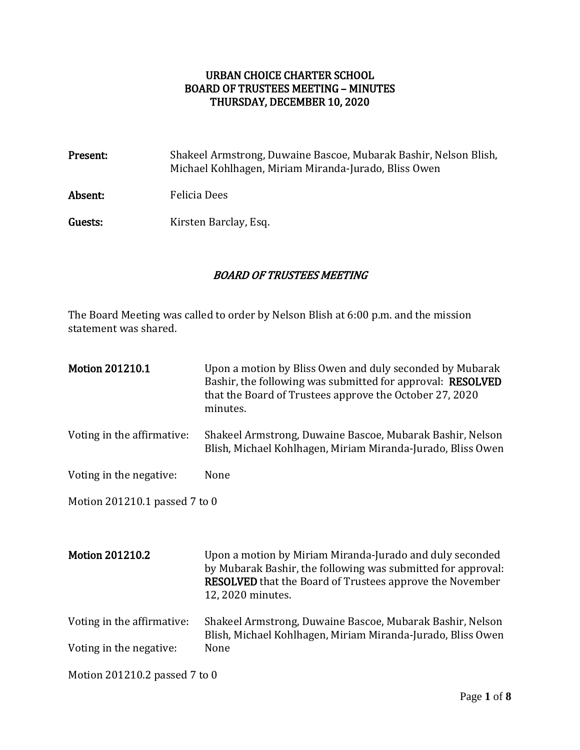# URBAN CHOICE CHARTER SCHOOL
# BOARD OF TRUSTEES MEETING – MINUTES
# THURSDAY, DECEMBER 10, 2020

**Present:** Shakeel Armstrong, Duwaine Bascoe, Mubarak Bashir, Nelson Blish, Michael Kohlhagen, Miriam Miranda-Jurado, Bliss Owen

**Absent:** Felicia Dees

**Guests:** Kirsten Barclay, Esq.

## *BOARD OF TRUSTEES MEETING*

The Board Meeting was called to order by Nelson Blish at 6:00 p.m. and the mission statement was shared.

**Motion 201210.1** Upon a motion by Bliss Owen and duly seconded by Mubarak Bashir, the following was submitted for approval: **RESOLVED** that the Board of Trustees approve the October 27, 2020 minutes.

Voting in the affirmative: Shakeel Armstrong, Duwaine Bascoe, Mubarak Bashir, Nelson Blish, Michael Kohlhagen, Miriam Miranda-Jurado, Bliss Owen

Voting in the negative: None

Motion 201210.1 passed 7 to 0

**Motion 201210.2** Upon a motion by Miriam Miranda-Jurado and duly seconded by Mubarak Bashir, the following was submitted for approval: **RESOLVED** that the Board of Trustees approve the November 12, 2020 minutes.

Voting in the affirmative: Shakeel Armstrong, Duwaine Bascoe, Mubarak Bashir, Nelson Blish, Michael Kohlhagen, Miriam Miranda-Jurado, Bliss Owen

Voting in the negative: None

Motion 201210.2 passed 7 to 0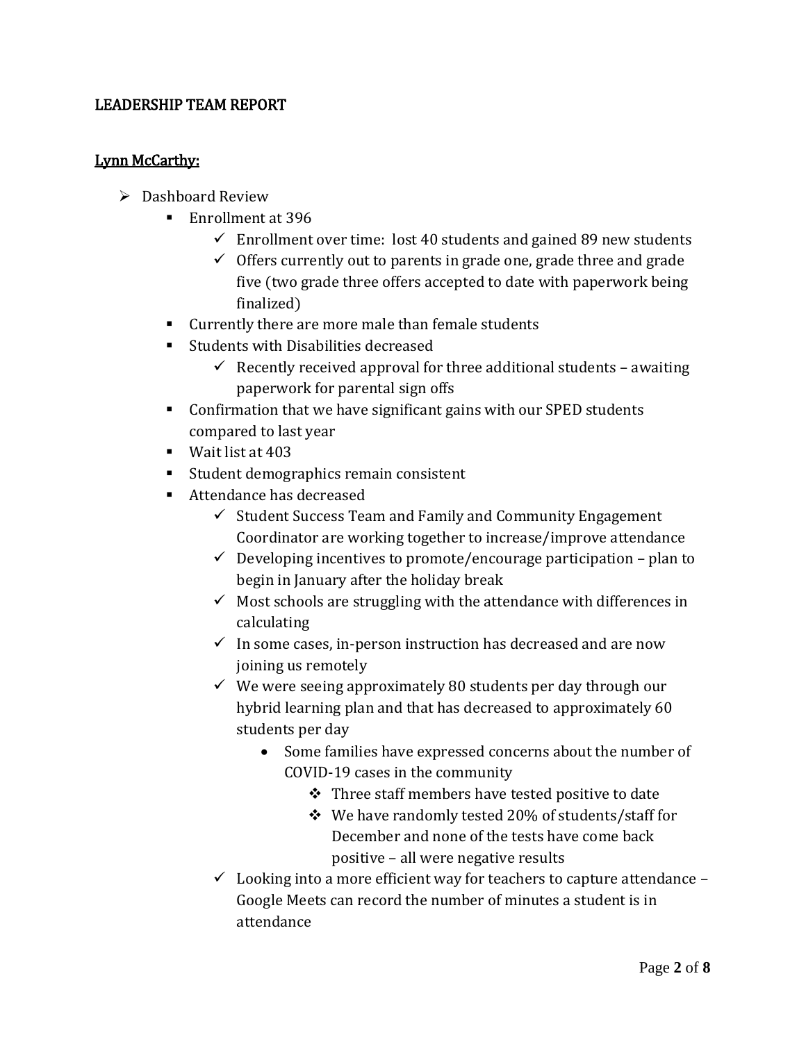## LEADERSHIP TEAM REPORT

### Lynn McCarthy:

- Dashboard Review
  - Enrollment at 396
    - Enrollment over time: lost 40 students and gained 89 new students
    - Offers currently out to parents in grade one, grade three and grade five (two grade three offers accepted to date with paperwork being finalized)
  - Currently there are more male than female students
  - Students with Disabilities decreased
    - Recently received approval for three additional students – awaiting paperwork for parental sign offs
  - Confirmation that we have significant gains with our SPED students compared to last year
  - Wait list at 403
  - Student demographics remain consistent
  - Attendance has decreased
    - Student Success Team and Family and Community Engagement Coordinator are working together to increase/improve attendance
    - Developing incentives to promote/encourage participation – plan to begin in January after the holiday break
    - Most schools are struggling with the attendance with differences in calculating
    - In some cases, in-person instruction has decreased and are now joining us remotely
    - We were seeing approximately 80 students per day through our hybrid learning plan and that has decreased to approximately 60 students per day
      - Some families have expressed concerns about the number of COVID-19 cases in the community
        - Three staff members have tested positive to date
        - We have randomly tested 20% of students/staff for December and none of the tests have come back positive – all were negative results
    - Looking into a more efficient way for teachers to capture attendance – Google Meets can record the number of minutes a student is in attendance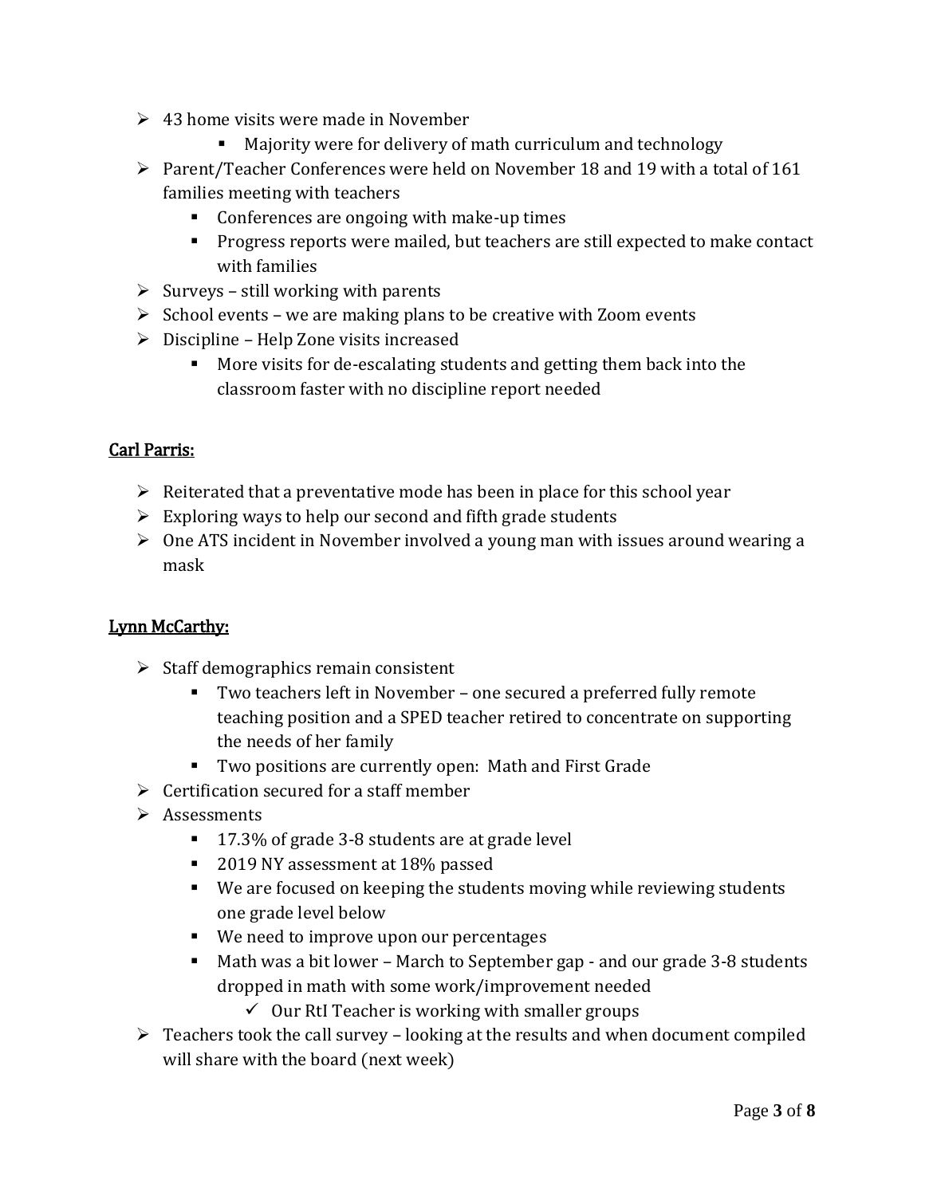- 43 home visits were made in November
    - Majority were for delivery of math curriculum and technology
- Parent/Teacher Conferences were held on November 18 and 19 with a total of 161 families meeting with teachers
    - Conferences are ongoing with make-up times
    - Progress reports were mailed, but teachers are still expected to make contact with families
- Surveys – still working with parents
- School events – we are making plans to be creative with Zoom events
- Discipline – Help Zone visits increased
    - More visits for de-escalating students and getting them back into the classroom faster with no discipline report needed

<u>**Carl Parris:**</u>

- Reiterated that a preventative mode has been in place for this school year
- Exploring ways to help our second and fifth grade students
- One ATS incident in November involved a young man with issues around wearing a mask

<u>**Lynn McCarthy:**</u>

- Staff demographics remain consistent
    - Two teachers left in November – one secured a preferred fully remote teaching position and a SPED teacher retired to concentrate on supporting the needs of her family
    - Two positions are currently open: Math and First Grade
- Certification secured for a staff member
- Assessments
    - 17.3% of grade 3-8 students are at grade level
    - 2019 NY assessment at 18% passed
    - We are focused on keeping the students moving while reviewing students one grade level below
    - We need to improve upon our percentages
    - Math was a bit lower – March to September gap - and our grade 3-8 students dropped in math with some work/improvement needed
        - ✓ Our RtI Teacher is working with smaller groups
- Teachers took the call survey – looking at the results and when document compiled will share with the board (next week)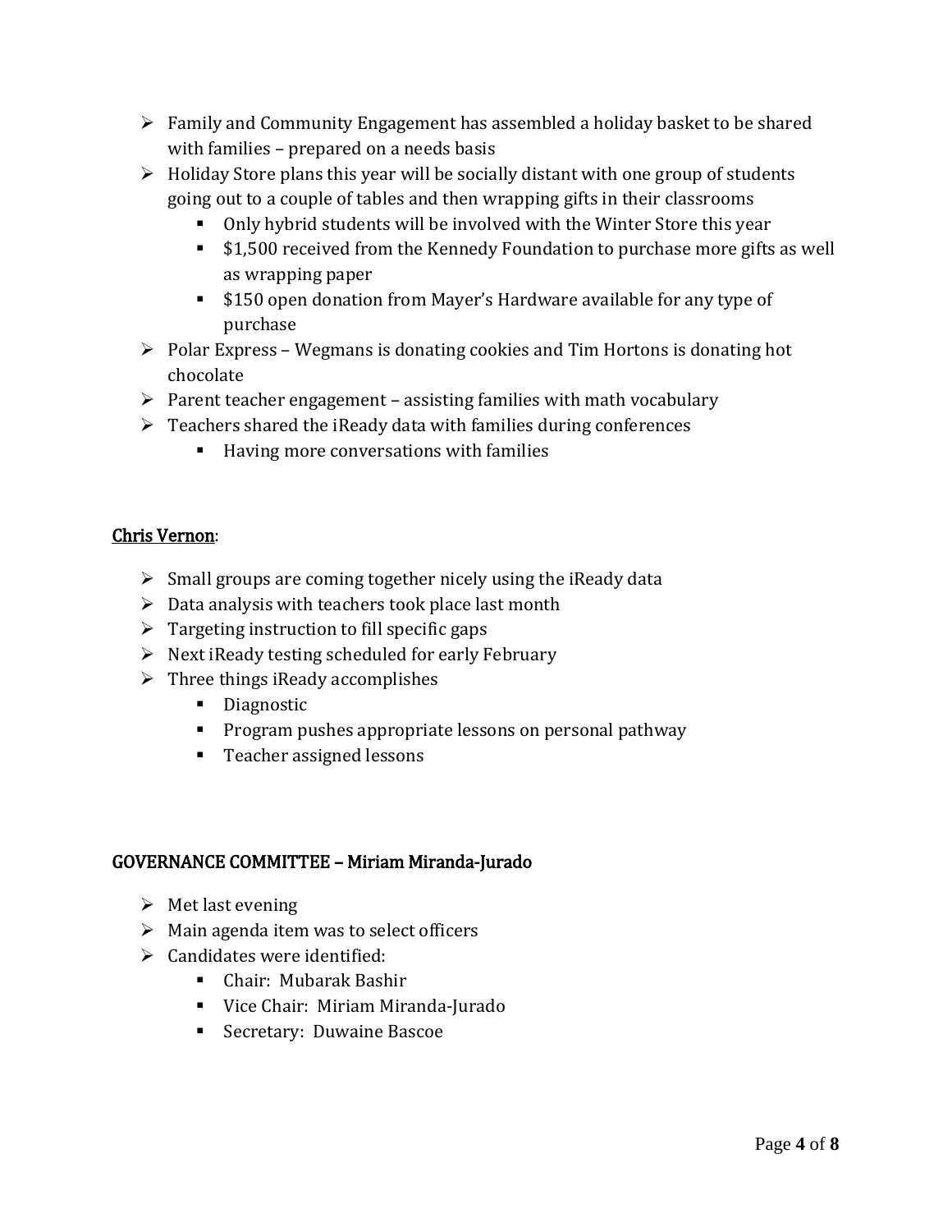- Family and Community Engagement has assembled a holiday basket to be shared with families – prepared on a needs basis
- Holiday Store plans this year will be socially distant with one group of students going out to a couple of tables and then wrapping gifts in their classrooms
  - Only hybrid students will be involved with the Winter Store this year
  - $1,500 received from the Kennedy Foundation to purchase more gifts as well as wrapping paper
  - $150 open donation from Mayer's Hardware available for any type of purchase
- Polar Express – Wegmans is donating cookies and Tim Hortons is donating hot chocolate
- Parent teacher engagement – assisting families with math vocabulary
- Teachers shared the iReady data with families during conferences
  - Having more conversations with families

**Chris Vernon**:

- Small groups are coming together nicely using the iReady data
- Data analysis with teachers took place last month
- Targeting instruction to fill specific gaps
- Next iReady testing scheduled for early February
- Three things iReady accomplishes
  - Diagnostic
  - Program pushes appropriate lessons on personal pathway
  - Teacher assigned lessons

## GOVERNANCE COMMITTEE – Miriam Miranda-Jurado

- Met last evening
- Main agenda item was to select officers
- Candidates were identified:
  - Chair: Mubarak Bashir
  - Vice Chair: Miriam Miranda-Jurado
  - Secretary: Duwaine Bascoe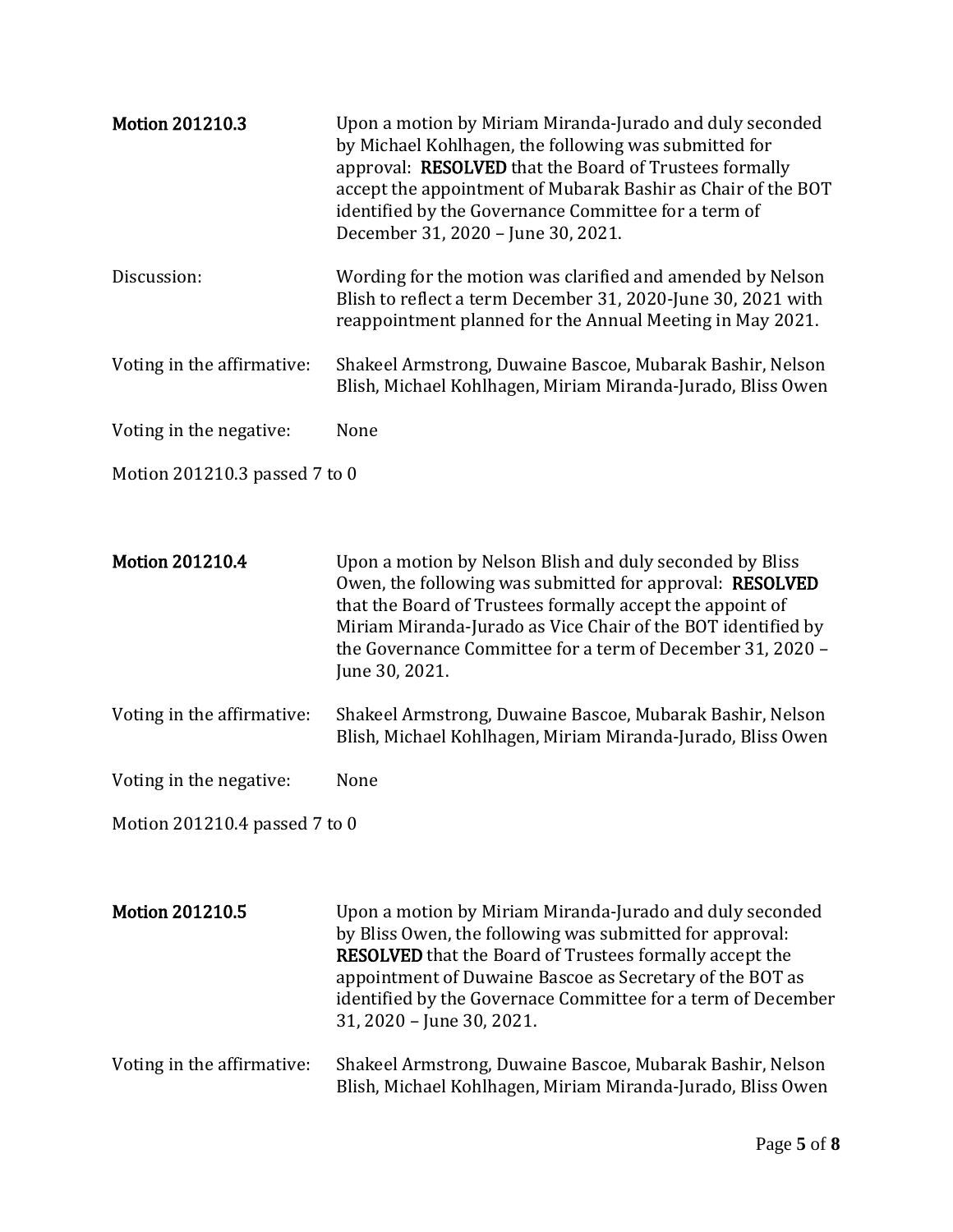| | |
|---|---|
| **Motion 201210.3** | Upon a motion by Miriam Miranda-Jurado and duly seconded by Michael Kohlhagen, the following was submitted for approval: **RESOLVED** that the Board of Trustees formally accept the appointment of Mubarak Bashir as Chair of the BOT identified by the Governance Committee for a term of December 31, 2020 – June 30, 2021. |
| Discussion: | Wording for the motion was clarified and amended by Nelson Blish to reflect a term December 31, 2020-June 30, 2021 with reappointment planned for the Annual Meeting in May 2021. |
| Voting in the affirmative: | Shakeel Armstrong, Duwaine Bascoe, Mubarak Bashir, Nelson Blish, Michael Kohlhagen, Miriam Miranda-Jurado, Bliss Owen |
| Voting in the negative: | None |

Motion 201210.3 passed 7 to 0

| | |
|---|---|
| **Motion 201210.4** | Upon a motion by Nelson Blish and duly seconded by Bliss Owen, the following was submitted for approval: **RESOLVED** that the Board of Trustees formally accept the appoint of Miriam Miranda-Jurado as Vice Chair of the BOT identified by the Governance Committee for a term of December 31, 2020 – June 30, 2021. |
| Voting in the affirmative: | Shakeel Armstrong, Duwaine Bascoe, Mubarak Bashir, Nelson Blish, Michael Kohlhagen, Miriam Miranda-Jurado, Bliss Owen |
| Voting in the negative: | None |

Motion 201210.4 passed 7 to 0

| | |
|---|---|
| **Motion 201210.5** | Upon a motion by Miriam Miranda-Jurado and duly seconded by Bliss Owen, the following was submitted for approval: **RESOLVED** that the Board of Trustees formally accept the appointment of Duwaine Bascoe as Secretary of the BOT as identified by the Governace Committee for a term of December 31, 2020 – June 30, 2021. |
| Voting in the affirmative: | Shakeel Armstrong, Duwaine Bascoe, Mubarak Bashir, Nelson Blish, Michael Kohlhagen, Miriam Miranda-Jurado, Bliss Owen |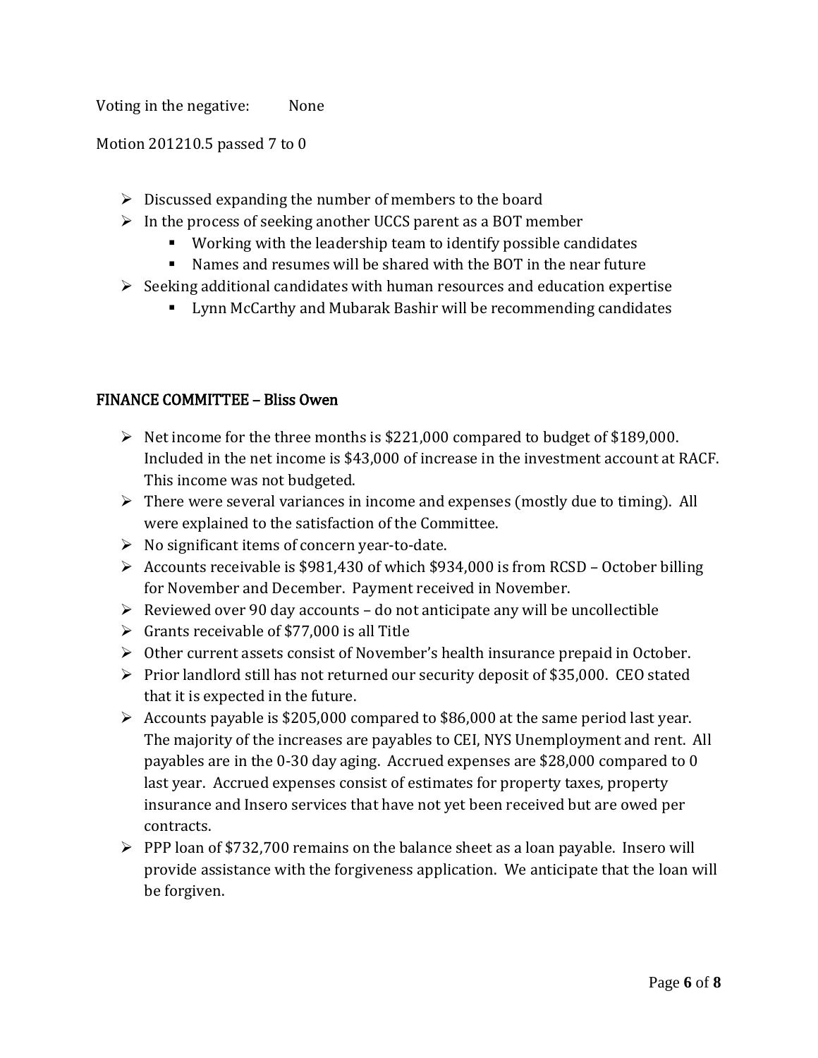Voting in the negative: None

Motion 201210.5 passed 7 to 0

- Discussed expanding the number of members to the board
- In the process of seeking another UCCS parent as a BOT member
    - Working with the leadership team to identify possible candidates
    - Names and resumes will be shared with the BOT in the near future
- Seeking additional candidates with human resources and education expertise
    - Lynn McCarthy and Mubarak Bashir will be recommending candidates

## FINANCE COMMITTEE – Bliss Owen

- Net income for the three months is $221,000 compared to budget of $189,000. Included in the net income is $43,000 of increase in the investment account at RACF. This income was not budgeted.
- There were several variances in income and expenses (mostly due to timing). All were explained to the satisfaction of the Committee.
- No significant items of concern year-to-date.
- Accounts receivable is $981,430 of which $934,000 is from RCSD – October billing for November and December. Payment received in November.
- Reviewed over 90 day accounts – do not anticipate any will be uncollectible
- Grants receivable of $77,000 is all Title
- Other current assets consist of November's health insurance prepaid in October.
- Prior landlord still has not returned our security deposit of $35,000. CEO stated that it is expected in the future.
- Accounts payable is $205,000 compared to $86,000 at the same period last year. The majority of the increases are payables to CEI, NYS Unemployment and rent. All payables are in the 0-30 day aging. Accrued expenses are $28,000 compared to 0 last year. Accrued expenses consist of estimates for property taxes, property insurance and Insero services that have not yet been received but are owed per contracts.
- PPP loan of $732,700 remains on the balance sheet as a loan payable. Insero will provide assistance with the forgiveness application. We anticipate that the loan will be forgiven.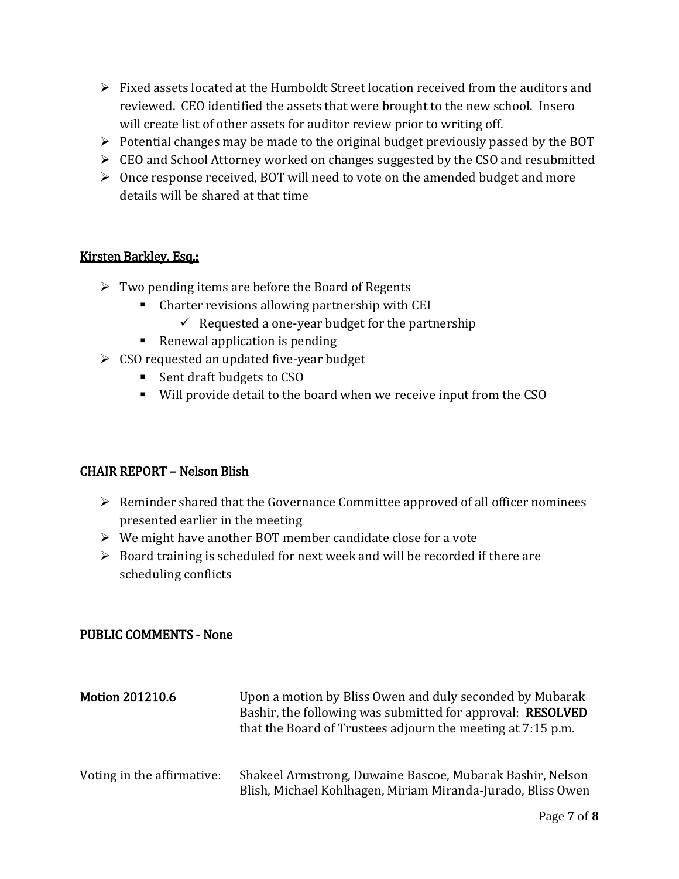- Fixed assets located at the Humboldt Street location received from the auditors and reviewed. CEO identified the assets that were brought to the new school. Insero will create list of other assets for auditor review prior to writing off.
- Potential changes may be made to the original budget previously passed by the BOT
- CEO and School Attorney worked on changes suggested by the CSO and resubmitted
- Once response received, BOT will need to vote on the amended budget and more details will be shared at that time

<u>Kirsten Barkley, Esq.:</u>

- Two pending items are before the Board of Regents
  - Charter revisions allowing partnership with CEI
    - ✓ Requested a one-year budget for the partnership
  - Renewal application is pending
- CSO requested an updated five-year budget
  - Sent draft budgets to CSO
  - Will provide detail to the board when we receive input from the CSO

## CHAIR REPORT – Nelson Blish

- Reminder shared that the Governance Committee approved of all officer nominees presented earlier in the meeting
- We might have another BOT member candidate close for a vote
- Board training is scheduled for next week and will be recorded if there are scheduling conflicts

## PUBLIC COMMENTS - None

**Motion 201210.6** Upon a motion by Bliss Owen and duly seconded by Mubarak Bashir, the following was submitted for approval: **RESOLVED** that the Board of Trustees adjourn the meeting at 7:15 p.m.

Voting in the affirmative: Shakeel Armstrong, Duwaine Bascoe, Mubarak Bashir, Nelson Blish, Michael Kohlhagen, Miriam Miranda-Jurado, Bliss Owen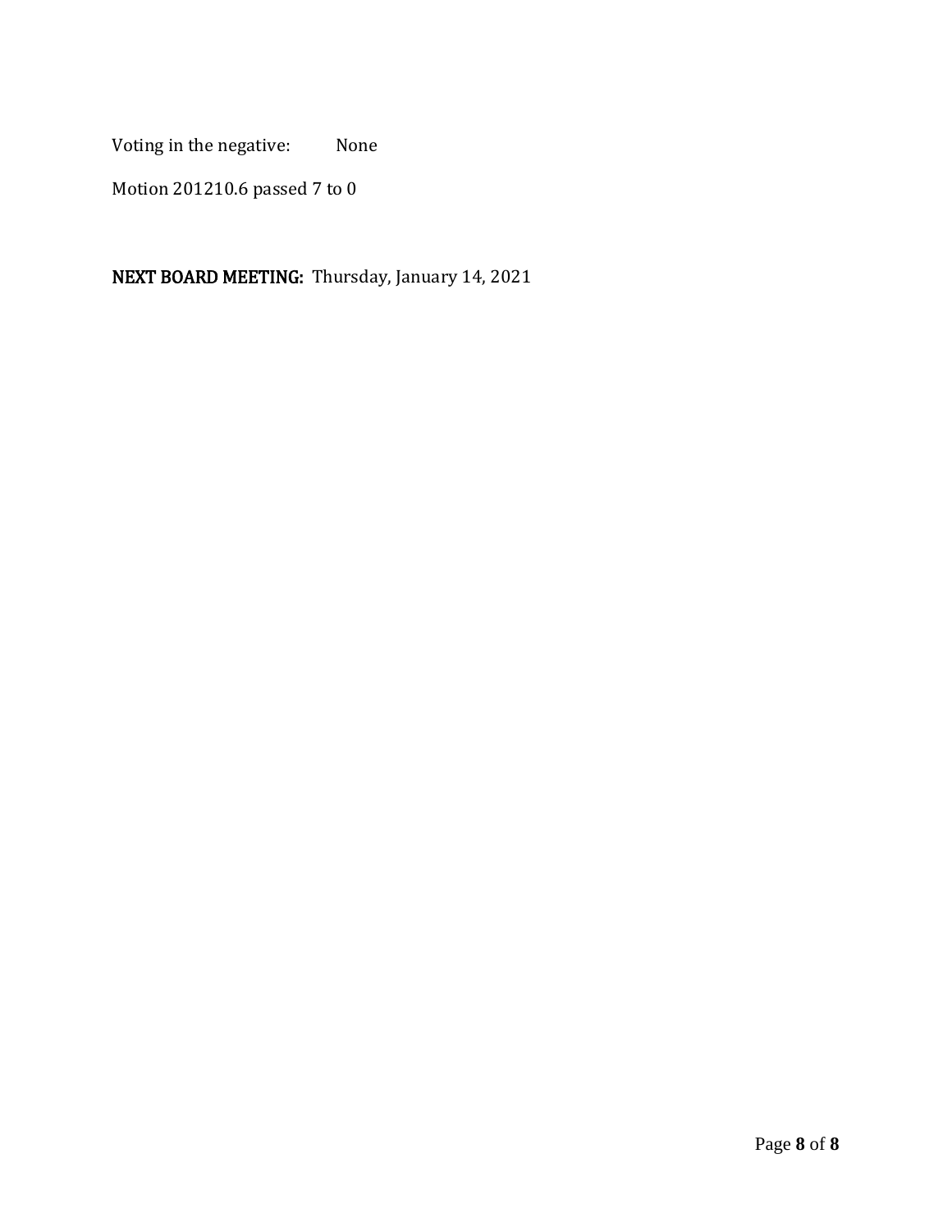Voting in the negative: None

Motion 201210.6 passed 7 to 0

**NEXT BOARD MEETING:** Thursday, January 14, 2021